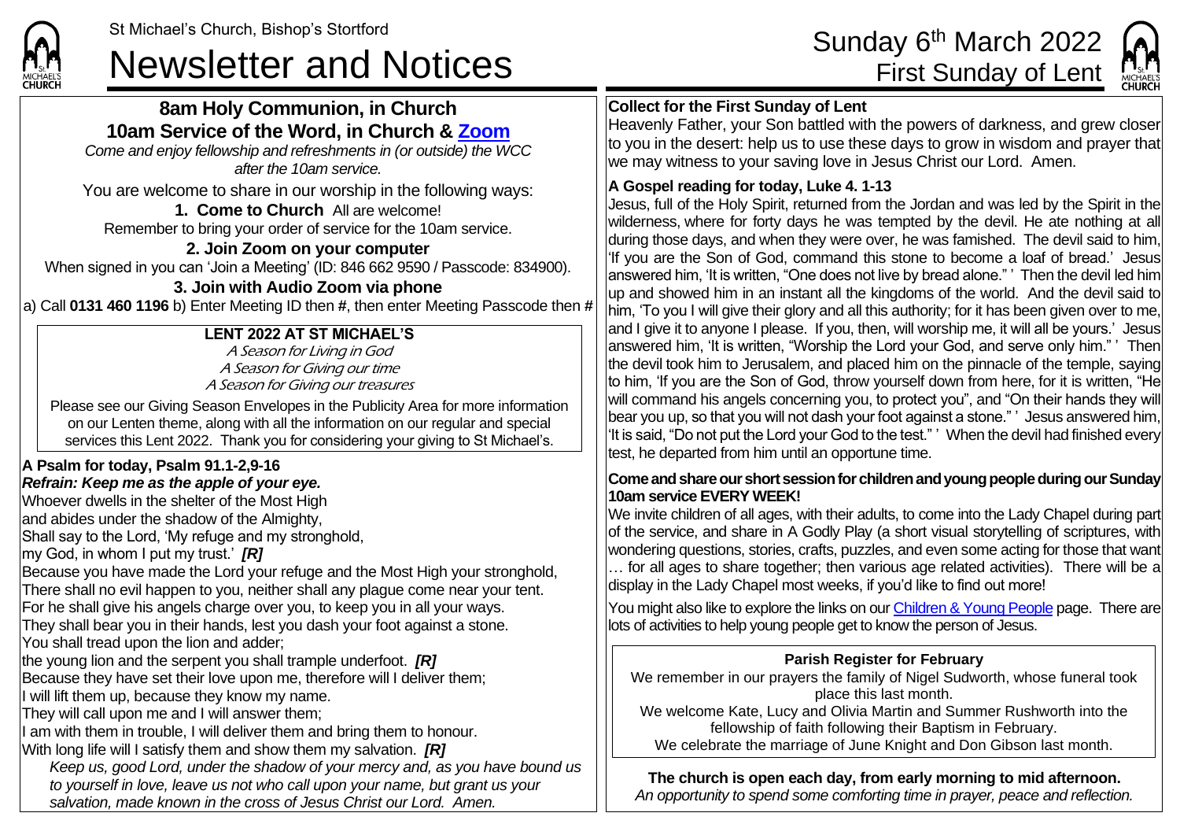St Michael's Church, Bishop's Stortford

# Newsletter and Notices

Sunday 6th March 2022
First Sunday of Lent

## 8am Holy Communion, in Church
## 10am Service of the Word, in Church & Zoom

*Come and enjoy fellowship and refreshments in (or outside) the WCC after the 10am service.*

You are welcome to share in our worship in the following ways:

**1. Come to Church** All are welcome!
Remember to bring your order of service for the 10am service.

**2. Join Zoom on your computer**
When signed in you can 'Join a Meeting' (ID: 846 662 9590 / Passcode: 834900).

**3. Join with Audio Zoom via phone**
a) Call **0131 460 1196** b) Enter Meeting ID then **#**, then enter Meeting Passcode then **#**

**LENT 2022 AT ST MICHAEL'S**

*A Season for Living in God*
*A Season for Giving our time*
*A Season for Giving our treasures*

Please see our Giving Season Envelopes in the Publicity Area for more information on our Lenten theme, along with all the information on our regular and special services this Lent 2022. Thank you for considering your giving to St Michael's.

**A Psalm for today, Psalm 91.1-2,9-16**
***Refrain: Keep me as the apple of your eye.***

Whoever dwells in the shelter of the Most High
and abides under the shadow of the Almighty,
Shall say to the Lord, 'My refuge and my stronghold,
my God, in whom I put my trust.' ***[R]***
Because you have made the Lord your refuge and the Most High your stronghold,
There shall no evil happen to you, neither shall any plague come near your tent.
For he shall give his angels charge over you, to keep you in all your ways.
They shall bear you in their hands, lest you dash your foot against a stone.
You shall tread upon the lion and adder;
the young lion and the serpent you shall trample underfoot. ***[R]***
Because they have set their love upon me, therefore will I deliver them;
I will lift them up, because they know my name.
They will call upon me and I will answer them;
I am with them in trouble, I will deliver them and bring them to honour.
With long life will I satisfy them and show them my salvation. ***[R]***

*Keep us, good Lord, under the shadow of your mercy and, as you have bound us to yourself in love, leave us not who call upon your name, but grant us your salvation, made known in the cross of Jesus Christ our Lord. Amen.*

**Collect for the First Sunday of Lent**
Heavenly Father, your Son battled with the powers of darkness, and grew closer to you in the desert: help us to use these days to grow in wisdom and prayer that we may witness to your saving love in Jesus Christ our Lord. Amen.

**A Gospel reading for today, Luke 4. 1-13**
Jesus, full of the Holy Spirit, returned from the Jordan and was led by the Spirit in the wilderness, where for forty days he was tempted by the devil. He ate nothing at all during those days, and when they were over, he was famished. The devil said to him, 'If you are the Son of God, command this stone to become a loaf of bread.' Jesus answered him, 'It is written, "One does not live by bread alone." ' Then the devil led him up and showed him in an instant all the kingdoms of the world. And the devil said to him, 'To you I will give their glory and all this authority; for it has been given over to me, and I give it to anyone I please. If you, then, will worship me, it will all be yours.' Jesus answered him, 'It is written, "Worship the Lord your God, and serve only him." ' Then the devil took him to Jerusalem, and placed him on the pinnacle of the temple, saying to him, 'If you are the Son of God, throw yourself down from here, for it is written, "He will command his angels concerning you, to protect you", and "On their hands they will bear you up, so that you will not dash your foot against a stone." ' Jesus answered him, 'It is said, "Do not put the Lord your God to the test." ' When the devil had finished every test, he departed from him until an opportune time.

**Come and share our short session for children and young people during our Sunday 10am service EVERY WEEK!**
We invite children of all ages, with their adults, to come into the Lady Chapel during part of the service, and share in A Godly Play (a short visual storytelling of scriptures, with wondering questions, stories, crafts, puzzles, and even some acting for those that want … for all ages to share together; then various age related activities). There will be a display in the Lady Chapel most weeks, if you'd like to find out more!

You might also like to explore the links on our Children & Young People page. There are lots of activities to help young people get to know the person of Jesus.

**Parish Register for February**
We remember in our prayers the family of Nigel Sudworth, whose funeral took place this last month.
We welcome Kate, Lucy and Olivia Martin and Summer Rushworth into the fellowship of faith following their Baptism in February.
We celebrate the marriage of June Knight and Don Gibson last month.

**The church is open each day, from early morning to mid afternoon.**
*An opportunity to spend some comforting time in prayer, peace and reflection.*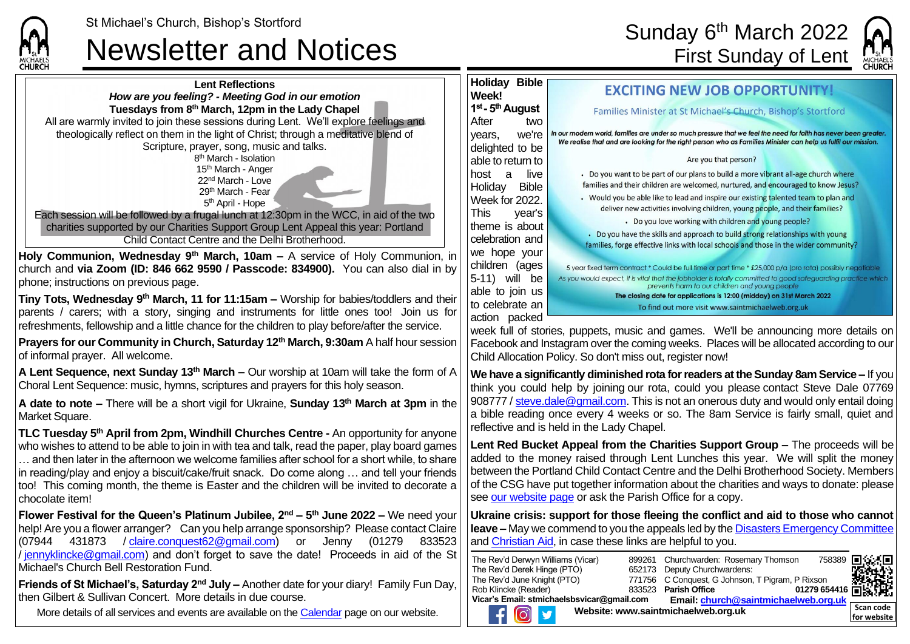St Michael's Church, Bishop's Stortford

# Newsletter and Notices

Sunday 6th March 2022
First Sunday of Lent

**Lent Reflections**

***How are you feeling? - Meeting God in our emotion***

**Tuesdays from 8th March, 12pm in the Lady Chapel**

All are warmly invited to join these sessions during Lent. We'll explore feelings and theologically reflect on them in the light of Christ; through a meditative blend of Scripture, prayer, song, music and talks.

8th March - Isolation
15th March - Anger
22nd March - Love
29th March - Fear
5th April - Hope

Each session will be followed by a frugal lunch at 12:30pm in the WCC, in aid of the two charities supported by our Charities Support Group Lent Appeal this year: Portland Child Contact Centre and the Delhi Brotherhood.

**Holy Communion, Wednesday 9th March, 10am –** A service of Holy Communion, in church and **via Zoom (ID: 846 662 9590 / Passcode: 834900).** You can also dial in by phone; instructions on previous page.

**Tiny Tots, Wednesday 9th March, 11 for 11:15am –** Worship for babies/toddlers and their parents / carers; with a story, singing and instruments for little ones too! Join us for refreshments, fellowship and a little chance for the children to play before/after the service.

**Prayers for our Community in Church, Saturday 12th March, 9:30am** A half hour session of informal prayer. All welcome.

**A Lent Sequence, next Sunday 13th March –** Our worship at 10am will take the form of A Choral Lent Sequence: music, hymns, scriptures and prayers for this holy season.

**A date to note –** There will be a short vigil for Ukraine, **Sunday 13th March at 3pm** in the Market Square.

**TLC Tuesday 5th April from 2pm, Windhill Churches Centre -** An opportunity for anyone who wishes to attend to be able to join in with tea and talk, read the paper, play board games … and then later in the afternoon we welcome families after school for a short while, to share in reading/play and enjoy a biscuit/cake/fruit snack. Do come along … and tell your friends too! This coming month, the theme is Easter and the children will be invited to decorate a chocolate item!

**Flower Festival for the Queen's Platinum Jubilee, 2nd – 5th June 2022 –** We need your help! Are you a flower arranger? Can you help arrange sponsorship? Please contact Claire (07944 431873 / claire.conquest62@gmail.com) or Jenny (01279 833523 / jennyklincke@gmail.com) and don't forget to save the date! Proceeds in aid of the St Michael's Church Bell Restoration Fund.

**Friends of St Michael's, Saturday 2nd July –** Another date for your diary! Family Fun Day, then Gilbert & Sullivan Concert. More details in due course.

More details of all services and events are available on the Calendar page on our website.

**Holiday Bible Week! 1st - 5th August**

After two years, we're delighted to be able to return to host a live Holiday Bible Week for 2022. This year's theme is about celebration and we hope your children (ages 5-11) will be able to join us to celebrate an action packed week full of stories, puppets, music and games. We'll be announcing more details on Facebook and Instagram over the coming weeks. Places will be allocated according to our Child Allocation Policy. So don't miss out, register now!

**EXCITING NEW JOB OPPORTUNITY!**

Families Minister at St Michael's Church, Bishop's Stortford

*In our modern world, families are under so much pressure that we feel the need for faith has never been greater. We realise that and are looking for the right person who as Families Minister can help us fulfil our mission.*

Are you that person?

- Do you want to be part of our plans to build a more vibrant all-age church where families and their children are welcomed, nurtured, and encouraged to know Jesus?
- Would you be able like to lead and inspire our existing talented team to plan and deliver new activities involving children, young people, and their families?
- Do you love working with children and young people?
- Do you have the skills and approach to build strong relationships with young families, forge effective links with local schools and those in the wider community?

5 year fixed term contract * Could be full time or part time * £25,000 p/a (pro rata) possibly negotiable

*As you would expect, it is vital that the jobholder is totally committed to good safeguarding practice which prevents harm to our children and young people*

**The closing date for applications is 12:00 (midday) on 31st March 2022**

To find out more visit www.saintmichaelweb.org.uk

**We have a significantly diminished rota for readers at the Sunday 8am Service –** If you think you could help by joining our rota, could you please contact Steve Dale 07769 908777 / steve.dale@gmail.com. This is not an onerous duty and would only entail doing a bible reading once every 4 weeks or so. The 8am Service is fairly small, quiet and reflective and is held in the Lady Chapel.

**Lent Red Bucket Appeal from the Charities Support Group –** The proceeds will be added to the money raised through Lent Lunches this year. We will split the money between the Portland Child Contact Centre and the Delhi Brotherhood Society. Members of the CSG have put together information about the charities and ways to donate: please see our website page or ask the Parish Office for a copy.

**Ukraine crisis: support for those fleeing the conflict and aid to those who cannot leave –** May we commend to you the appeals led by the Disasters Emergency Committee and Christian Aid, in case these links are helpful to you.

| | | | |
|---|---|---|---|
| The Rev'd Derwyn Williams (Vicar) | 899261 | Churchwarden: Rosemary Thomson | 758389 |
| The Rev'd Derek Hinge (PTO) | 652173 | Deputy Churchwardens: | |
| The Rev'd June Knight (PTO) | 771756 | C Conquest, G Johnson, T Pigram, P Rixson | |
| Rob Klincke (Reader) | 833523 | **Parish Office** | **01279 654416** |

**Vicar's Email: stmichaelsbsvicar@gmail.com** **Email: church@saintmichaelweb.org.uk**

**Website: www.saintmichaelweb.org.uk**

Scan code for website